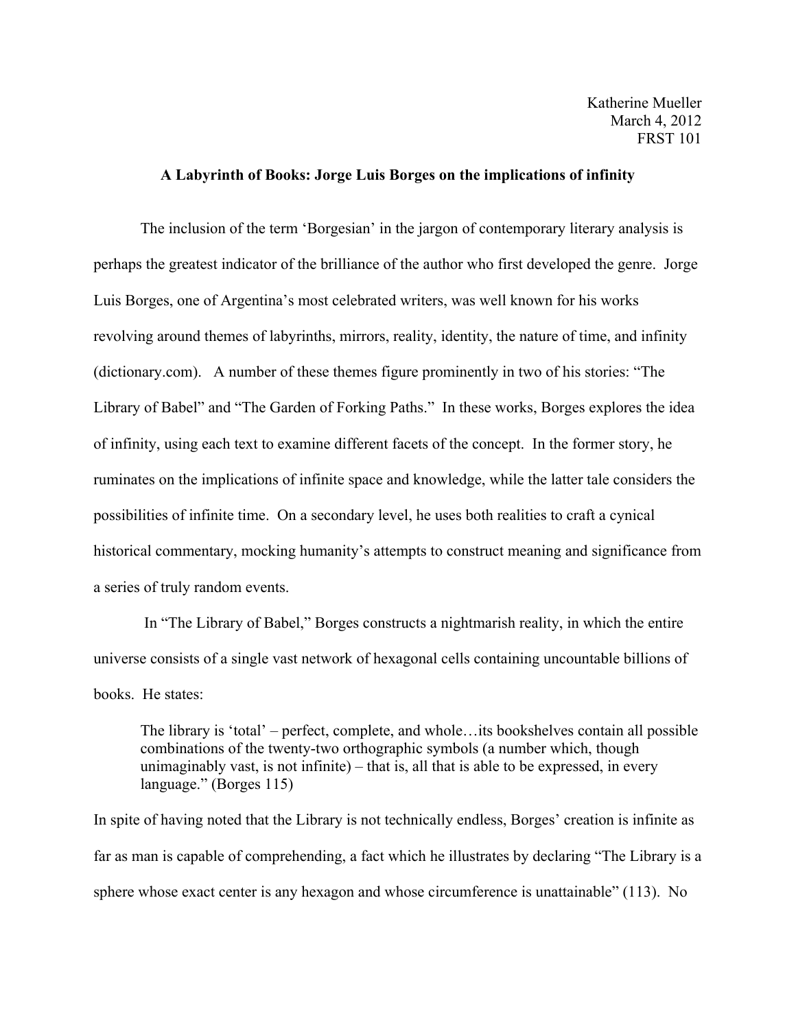Katherine Mueller
March 4, 2012
FRST 101

**A Labyrinth of Books: Jorge Luis Borges on the implications of infinity**

The inclusion of the term 'Borgesian' in the jargon of contemporary literary analysis is perhaps the greatest indicator of the brilliance of the author who first developed the genre. Jorge Luis Borges, one of Argentina's most celebrated writers, was well known for his works revolving around themes of labyrinths, mirrors, reality, identity, the nature of time, and infinity (dictionary.com). A number of these themes figure prominently in two of his stories: "The Library of Babel" and "The Garden of Forking Paths." In these works, Borges explores the idea of infinity, using each text to examine different facets of the concept. In the former story, he ruminates on the implications of infinite space and knowledge, while the latter tale considers the possibilities of infinite time. On a secondary level, he uses both realities to craft a cynical historical commentary, mocking humanity's attempts to construct meaning and significance from a series of truly random events.

In "The Library of Babel," Borges constructs a nightmarish reality, in which the entire universe consists of a single vast network of hexagonal cells containing uncountable billions of books. He states:

> The library is 'total' – perfect, complete, and whole…its bookshelves contain all possible combinations of the twenty-two orthographic symbols (a number which, though unimaginably vast, is not infinite) – that is, all that is able to be expressed, in every language." (Borges 115)

In spite of having noted that the Library is not technically endless, Borges' creation is infinite as far as man is capable of comprehending, a fact which he illustrates by declaring "The Library is a sphere whose exact center is any hexagon and whose circumference is unattainable" (113). No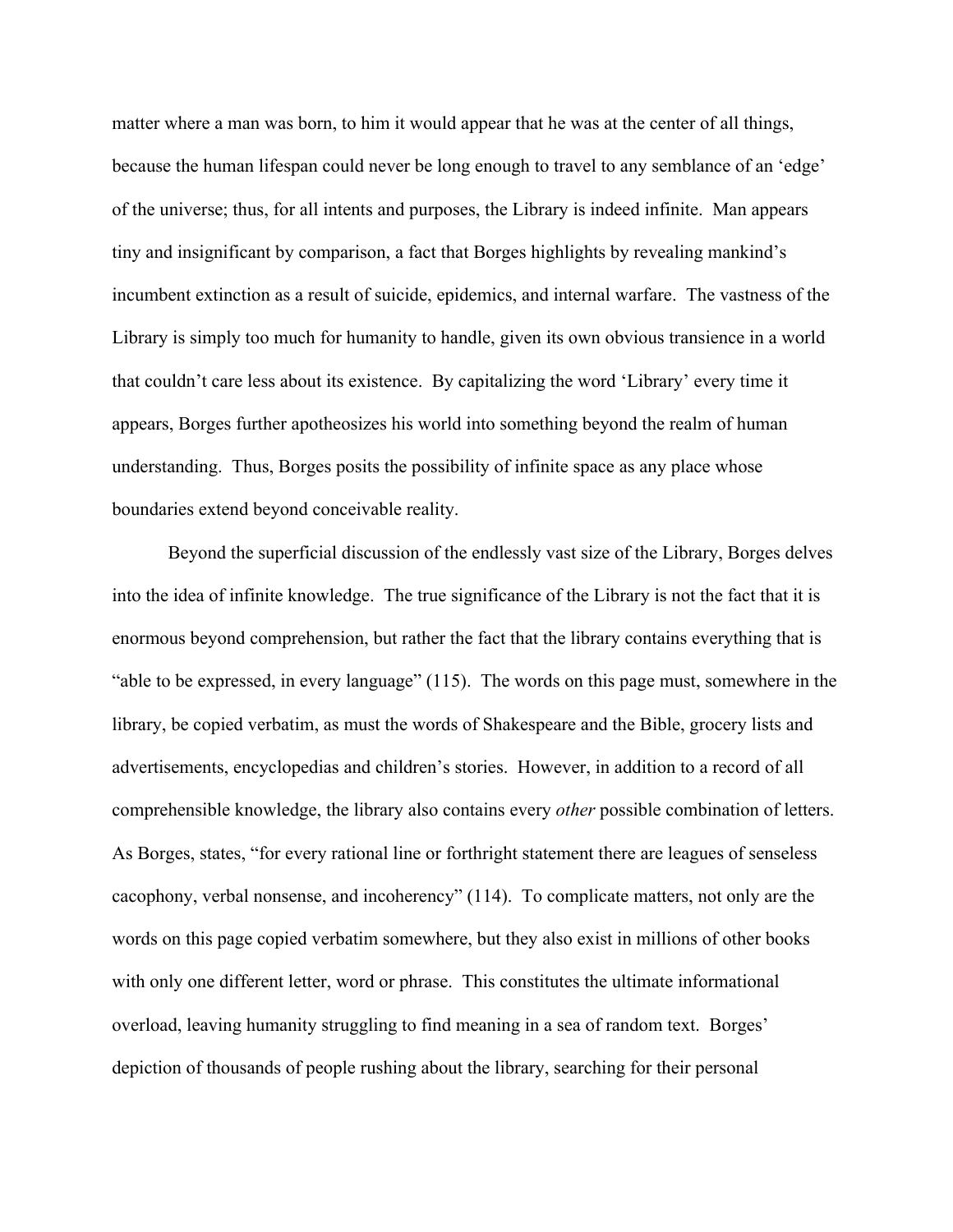matter where a man was born, to him it would appear that he was at the center of all things, because the human lifespan could never be long enough to travel to any semblance of an 'edge' of the universe; thus, for all intents and purposes, the Library is indeed infinite. Man appears tiny and insignificant by comparison, a fact that Borges highlights by revealing mankind's incumbent extinction as a result of suicide, epidemics, and internal warfare. The vastness of the Library is simply too much for humanity to handle, given its own obvious transience in a world that couldn't care less about its existence. By capitalizing the word 'Library' every time it appears, Borges further apotheosizes his world into something beyond the realm of human understanding. Thus, Borges posits the possibility of infinite space as any place whose boundaries extend beyond conceivable reality.

Beyond the superficial discussion of the endlessly vast size of the Library, Borges delves into the idea of infinite knowledge. The true significance of the Library is not the fact that it is enormous beyond comprehension, but rather the fact that the library contains everything that is "able to be expressed, in every language" (115). The words on this page must, somewhere in the library, be copied verbatim, as must the words of Shakespeare and the Bible, grocery lists and advertisements, encyclopedias and children's stories. However, in addition to a record of all comprehensible knowledge, the library also contains every *other* possible combination of letters. As Borges, states, "for every rational line or forthright statement there are leagues of senseless cacophony, verbal nonsense, and incoherency" (114). To complicate matters, not only are the words on this page copied verbatim somewhere, but they also exist in millions of other books with only one different letter, word or phrase. This constitutes the ultimate informational overload, leaving humanity struggling to find meaning in a sea of random text. Borges' depiction of thousands of people rushing about the library, searching for their personal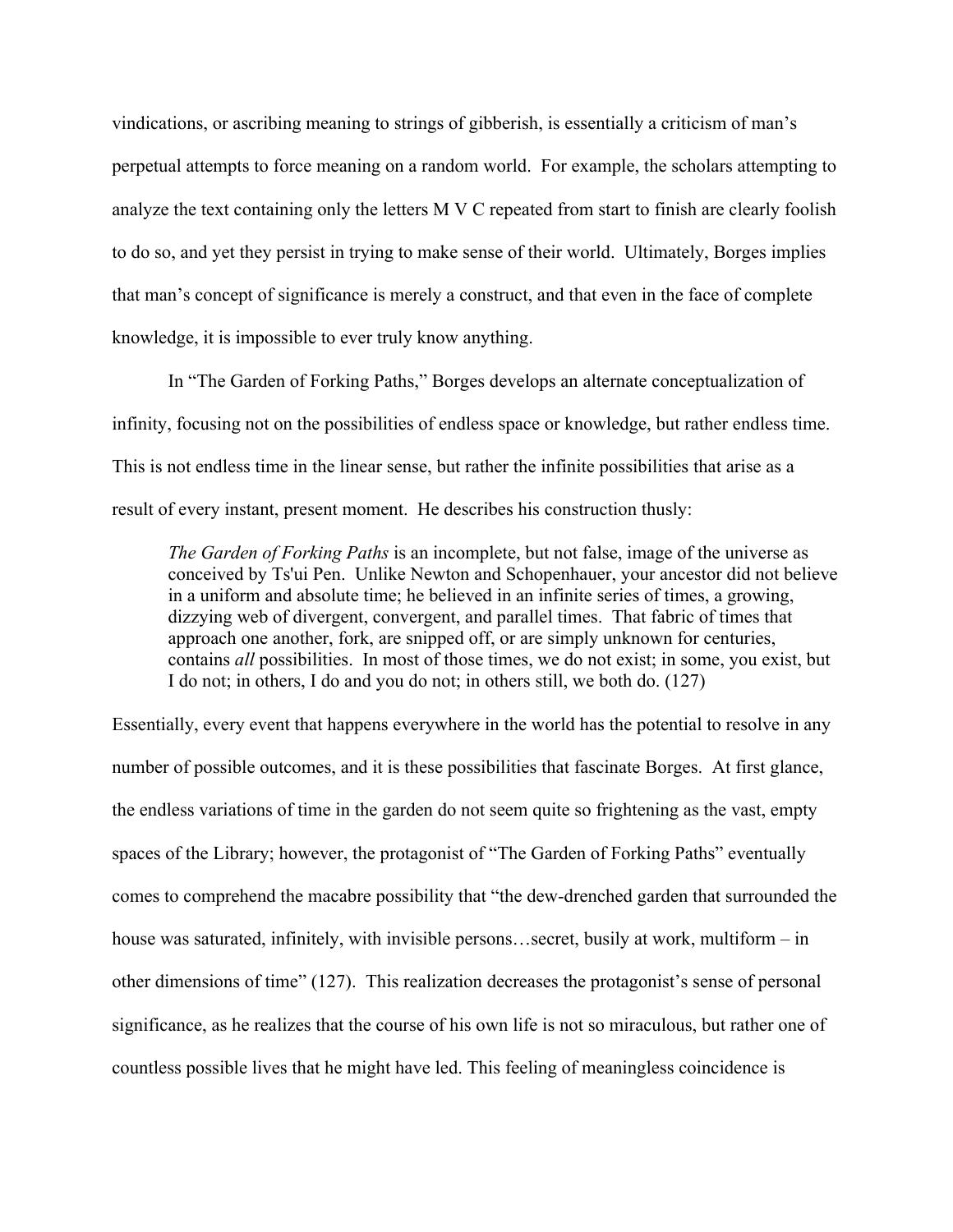vindications, or ascribing meaning to strings of gibberish, is essentially a criticism of man's perpetual attempts to force meaning on a random world. For example, the scholars attempting to analyze the text containing only the letters M V C repeated from start to finish are clearly foolish to do so, and yet they persist in trying to make sense of their world. Ultimately, Borges implies that man's concept of significance is merely a construct, and that even in the face of complete knowledge, it is impossible to ever truly know anything.

In "The Garden of Forking Paths," Borges develops an alternate conceptualization of infinity, focusing not on the possibilities of endless space or knowledge, but rather endless time. This is not endless time in the linear sense, but rather the infinite possibilities that arise as a result of every instant, present moment. He describes his construction thusly:

> *The Garden of Forking Paths* is an incomplete, but not false, image of the universe as conceived by Ts'ui Pen. Unlike Newton and Schopenhauer, your ancestor did not believe in a uniform and absolute time; he believed in an infinite series of times, a growing, dizzying web of divergent, convergent, and parallel times. That fabric of times that approach one another, fork, are snipped off, or are simply unknown for centuries, contains *all* possibilities. In most of those times, we do not exist; in some, you exist, but I do not; in others, I do and you do not; in others still, we both do. (127)

Essentially, every event that happens everywhere in the world has the potential to resolve in any number of possible outcomes, and it is these possibilities that fascinate Borges. At first glance, the endless variations of time in the garden do not seem quite so frightening as the vast, empty spaces of the Library; however, the protagonist of "The Garden of Forking Paths" eventually comes to comprehend the macabre possibility that "the dew-drenched garden that surrounded the house was saturated, infinitely, with invisible persons…secret, busily at work, multiform – in other dimensions of time" (127). This realization decreases the protagonist's sense of personal significance, as he realizes that the course of his own life is not so miraculous, but rather one of countless possible lives that he might have led. This feeling of meaningless coincidence is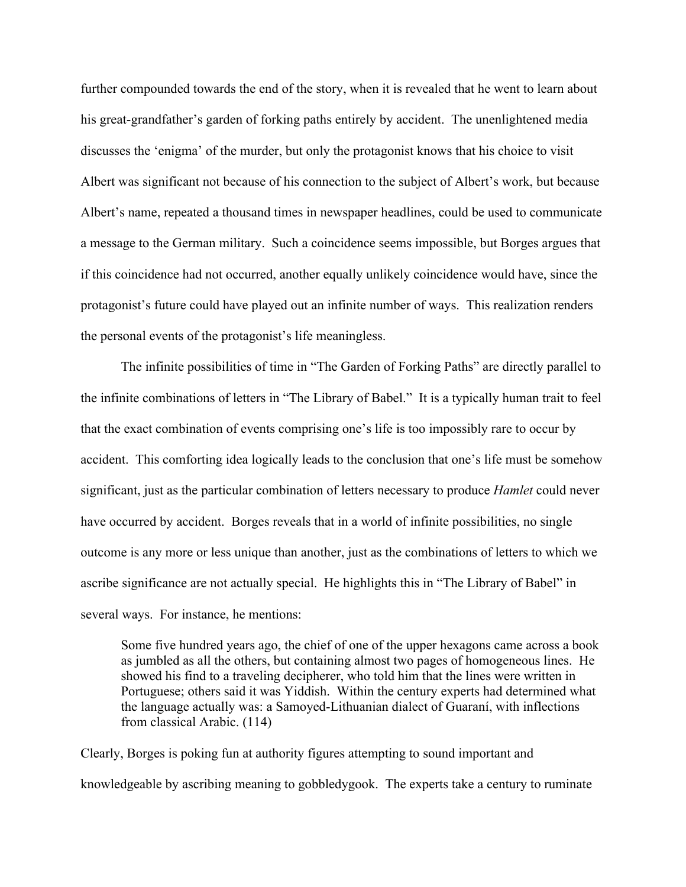further compounded towards the end of the story, when it is revealed that he went to learn about his great-grandfather's garden of forking paths entirely by accident. The unenlightened media discusses the 'enigma' of the murder, but only the protagonist knows that his choice to visit Albert was significant not because of his connection to the subject of Albert's work, but because Albert's name, repeated a thousand times in newspaper headlines, could be used to communicate a message to the German military. Such a coincidence seems impossible, but Borges argues that if this coincidence had not occurred, another equally unlikely coincidence would have, since the protagonist's future could have played out an infinite number of ways. This realization renders the personal events of the protagonist's life meaningless.

The infinite possibilities of time in "The Garden of Forking Paths" are directly parallel to the infinite combinations of letters in "The Library of Babel." It is a typically human trait to feel that the exact combination of events comprising one's life is too impossibly rare to occur by accident. This comforting idea logically leads to the conclusion that one's life must be somehow significant, just as the particular combination of letters necessary to produce *Hamlet* could never have occurred by accident. Borges reveals that in a world of infinite possibilities, no single outcome is any more or less unique than another, just as the combinations of letters to which we ascribe significance are not actually special. He highlights this in "The Library of Babel" in several ways. For instance, he mentions:

> Some five hundred years ago, the chief of one of the upper hexagons came across a book as jumbled as all the others, but containing almost two pages of homogeneous lines. He showed his find to a traveling decipherer, who told him that the lines were written in Portuguese; others said it was Yiddish. Within the century experts had determined what the language actually was: a Samoyed-Lithuanian dialect of Guaraní, with inflections from classical Arabic. (114)

Clearly, Borges is poking fun at authority figures attempting to sound important and knowledgeable by ascribing meaning to gobbledygook. The experts take a century to ruminate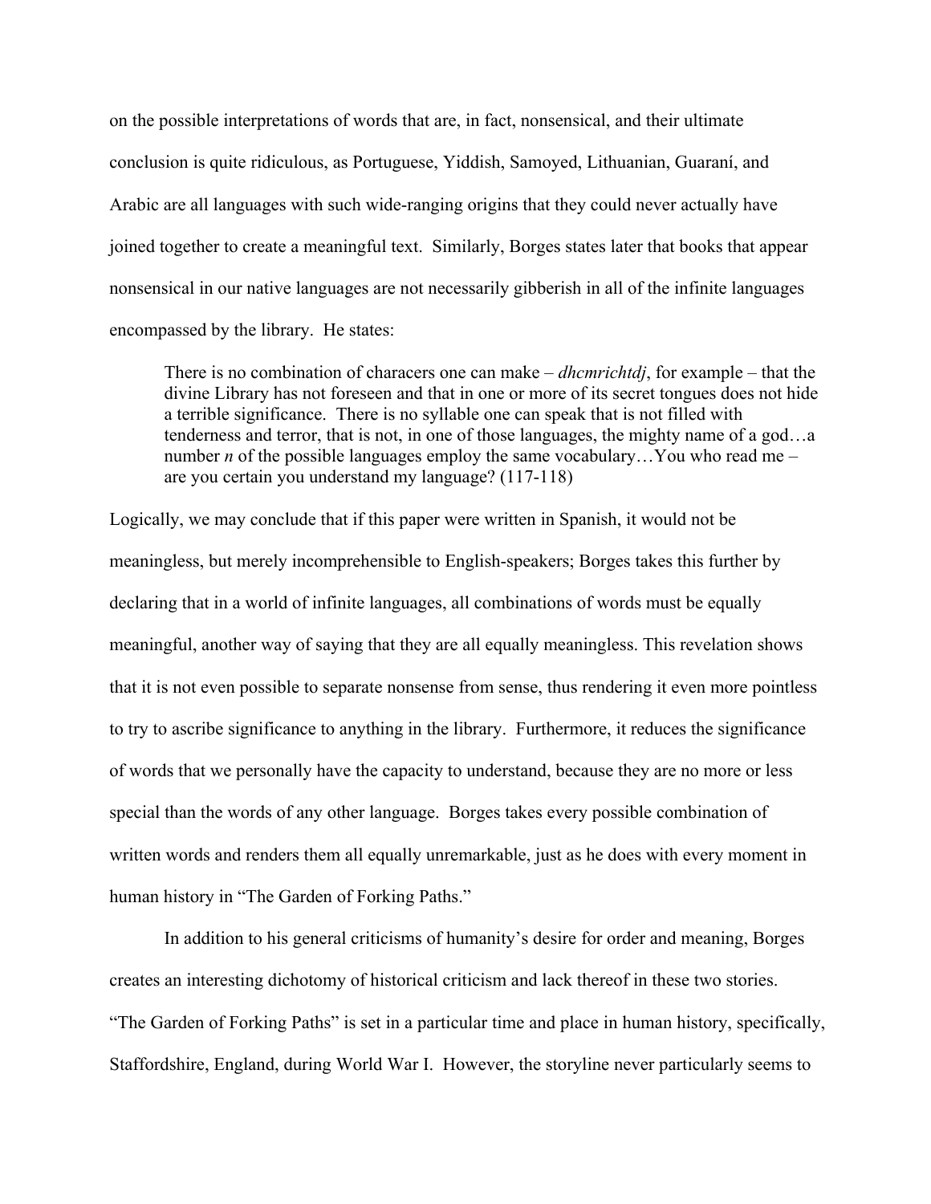on the possible interpretations of words that are, in fact, nonsensical, and their ultimate conclusion is quite ridiculous, as Portuguese, Yiddish, Samoyed, Lithuanian, Guaraní, and Arabic are all languages with such wide-ranging origins that they could never actually have joined together to create a meaningful text. Similarly, Borges states later that books that appear nonsensical in our native languages are not necessarily gibberish in all of the infinite languages encompassed by the library. He states:

> There is no combination of characers one can make – *dhcmrichtdj*, for example – that the divine Library has not foreseen and that in one or more of its secret tongues does not hide a terrible significance. There is no syllable one can speak that is not filled with tenderness and terror, that is not, in one of those languages, the mighty name of a god…a number *n* of the possible languages employ the same vocabulary…You who read me – are you certain you understand my language? (117-118)

Logically, we may conclude that if this paper were written in Spanish, it would not be meaningless, but merely incomprehensible to English-speakers; Borges takes this further by declaring that in a world of infinite languages, all combinations of words must be equally meaningful, another way of saying that they are all equally meaningless. This revelation shows that it is not even possible to separate nonsense from sense, thus rendering it even more pointless to try to ascribe significance to anything in the library. Furthermore, it reduces the significance of words that we personally have the capacity to understand, because they are no more or less special than the words of any other language. Borges takes every possible combination of written words and renders them all equally unremarkable, just as he does with every moment in human history in "The Garden of Forking Paths."

In addition to his general criticisms of humanity's desire for order and meaning, Borges creates an interesting dichotomy of historical criticism and lack thereof in these two stories. "The Garden of Forking Paths" is set in a particular time and place in human history, specifically, Staffordshire, England, during World War I. However, the storyline never particularly seems to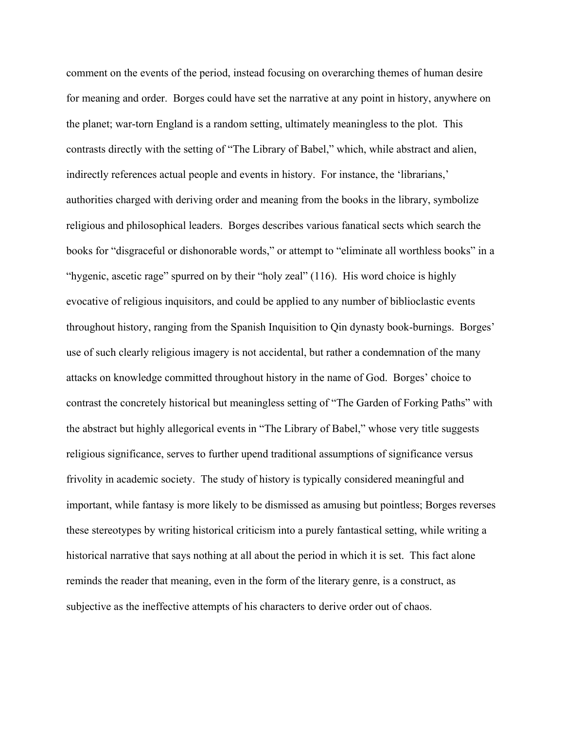comment on the events of the period, instead focusing on overarching themes of human desire for meaning and order. Borges could have set the narrative at any point in history, anywhere on the planet; war-torn England is a random setting, ultimately meaningless to the plot. This contrasts directly with the setting of "The Library of Babel," which, while abstract and alien, indirectly references actual people and events in history. For instance, the 'librarians,' authorities charged with deriving order and meaning from the books in the library, symbolize religious and philosophical leaders. Borges describes various fanatical sects which search the books for "disgraceful or dishonorable words," or attempt to "eliminate all worthless books" in a "hygenic, ascetic rage" spurred on by their "holy zeal" (116). His word choice is highly evocative of religious inquisitors, and could be applied to any number of biblioclastic events throughout history, ranging from the Spanish Inquisition to Qin dynasty book-burnings. Borges' use of such clearly religious imagery is not accidental, but rather a condemnation of the many attacks on knowledge committed throughout history in the name of God. Borges' choice to contrast the concretely historical but meaningless setting of "The Garden of Forking Paths" with the abstract but highly allegorical events in "The Library of Babel," whose very title suggests religious significance, serves to further upend traditional assumptions of significance versus frivolity in academic society. The study of history is typically considered meaningful and important, while fantasy is more likely to be dismissed as amusing but pointless; Borges reverses these stereotypes by writing historical criticism into a purely fantastical setting, while writing a historical narrative that says nothing at all about the period in which it is set. This fact alone reminds the reader that meaning, even in the form of the literary genre, is a construct, as subjective as the ineffective attempts of his characters to derive order out of chaos.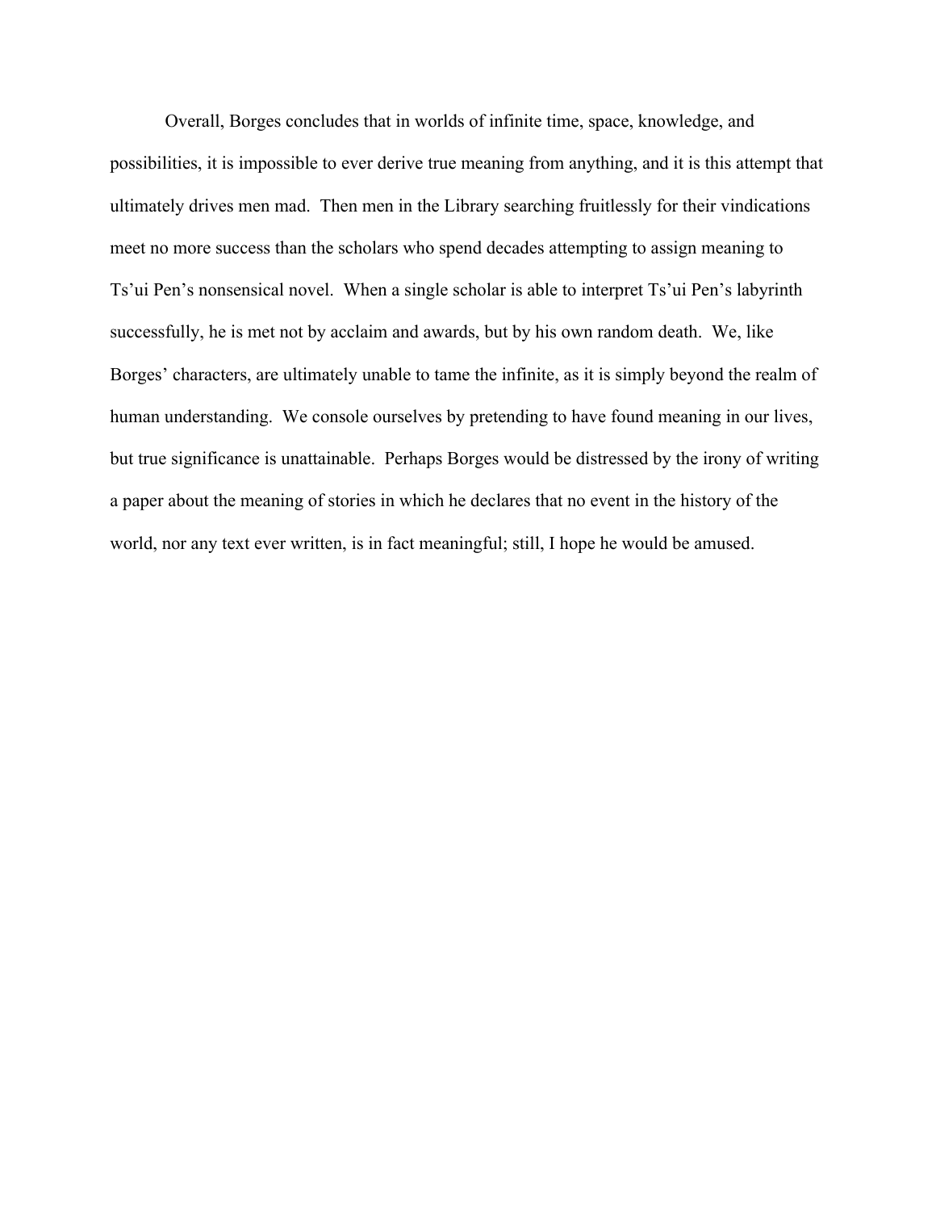Overall, Borges concludes that in worlds of infinite time, space, knowledge, and possibilities, it is impossible to ever derive true meaning from anything, and it is this attempt that ultimately drives men mad. Then men in the Library searching fruitlessly for their vindications meet no more success than the scholars who spend decades attempting to assign meaning to Ts'ui Pen's nonsensical novel. When a single scholar is able to interpret Ts'ui Pen's labyrinth successfully, he is met not by acclaim and awards, but by his own random death. We, like Borges' characters, are ultimately unable to tame the infinite, as it is simply beyond the realm of human understanding. We console ourselves by pretending to have found meaning in our lives, but true significance is unattainable. Perhaps Borges would be distressed by the irony of writing a paper about the meaning of stories in which he declares that no event in the history of the world, nor any text ever written, is in fact meaningful; still, I hope he would be amused.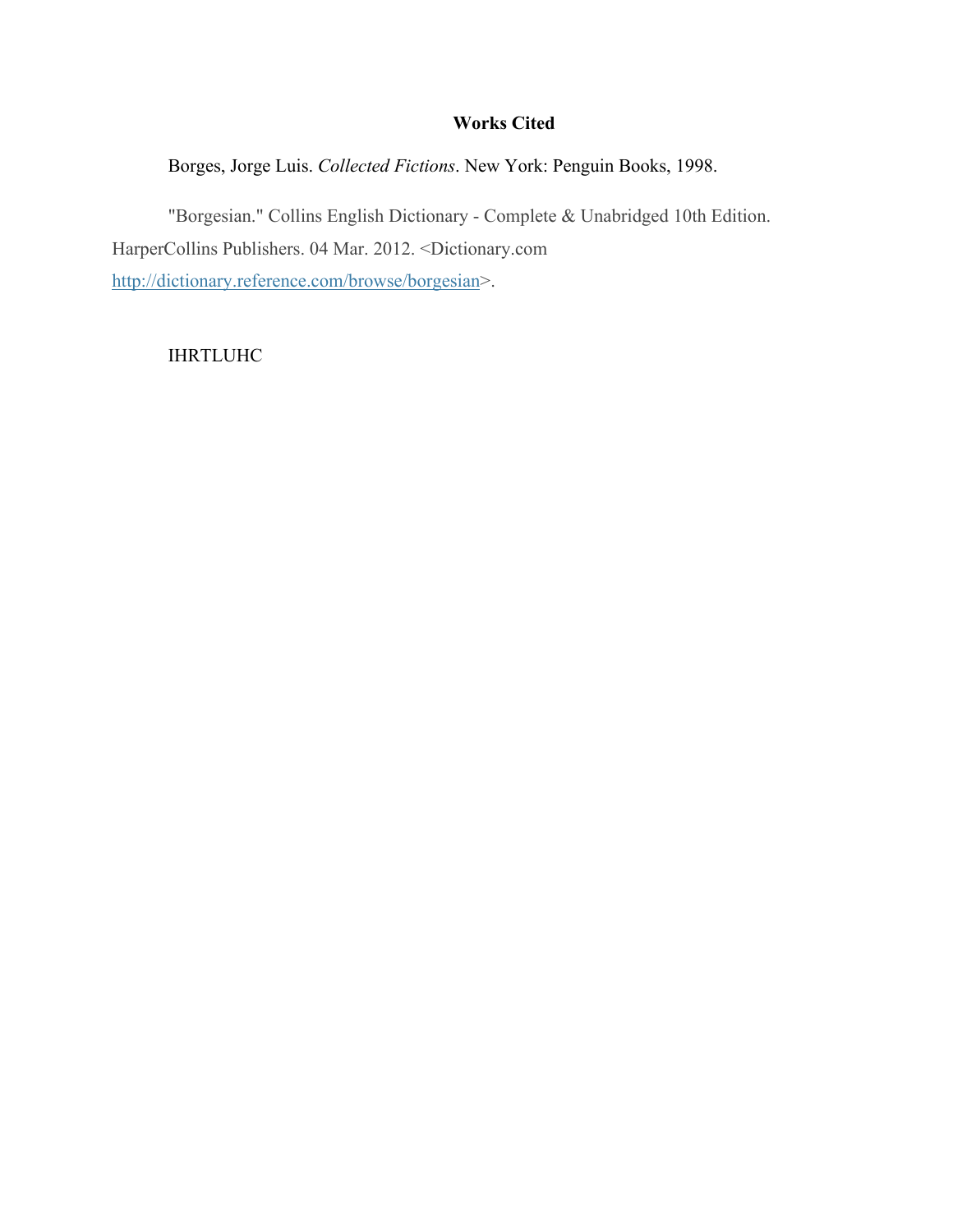**Works Cited**

Borges, Jorge Luis. *Collected Fictions*. New York: Penguin Books, 1998.

"Borgesian." Collins English Dictionary - Complete & Unabridged 10th Edition. HarperCollins Publishers. 04 Mar. 2012. <Dictionary.com http://dictionary.reference.com/browse/borgesian>.

IHRTLUHC